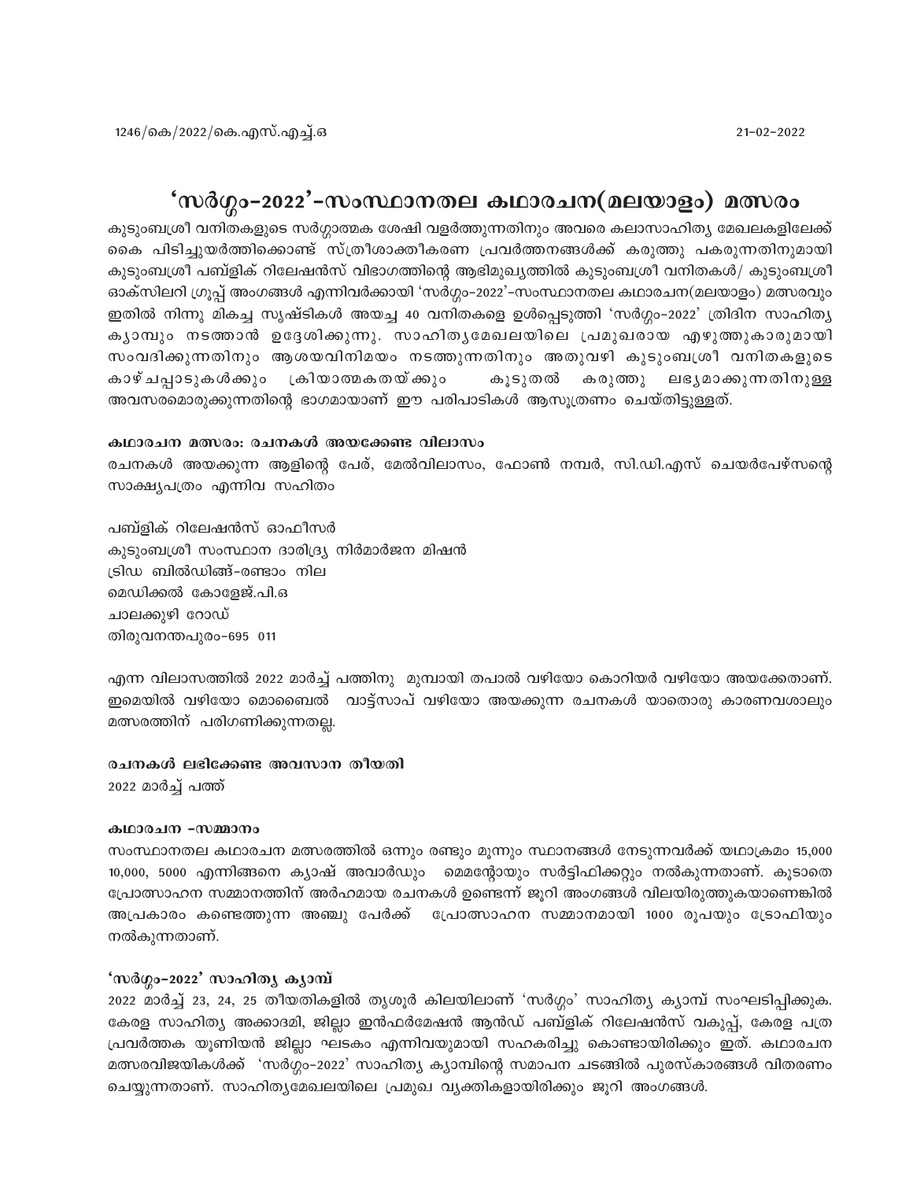1246/കെ/2022/കെ.എസ്.എച്ച്.ഒ 21-02-2022

# 'സർഗ്ഗം-2022'-സംസ്ഥാനതല കഥാരചന(മലയാളം) മത്സരം

കുടുംബശ്രീ വനിതകളുടെ സർഗ്ഗാത്മക ശേഷി വളർത്തുന്നതിനും അവരെ കലാസാഹിത്യ മേഖലകളിലേക്ക് കൈ പിടിച്ചുയർത്തിക്കൊണ്ട് സ്ത്രീശാക്തീകരണ പ്രവർത്തനങ്ങൾക്ക് കരുത്തു പകരുന്നതിനുമായി കുടുംബശ്രീ പബ്ലിക് റിലേഷൻസ് വിഭാഗത്തിന്റെ ആഭിമുഖ്യത്തിൽ കുടുംബശ്രീ വനിതകൾ/ കുടുംബശ്രീ ഓക്സിലറി ഗ്രൂപ്പ് അംഗങ്ങൾ എന്നിവർക്കായി 'സർഗ്ഗം-2022'-സംസ്ഥാനതല കഥാരചന(മലയാളം) മത്സരവും ഇതിൽ നിന്നു മികച്ച സൃഷ്ടികൾ അയച്ച 40 വനിതകളെ ഉൾപ്പെടുത്തി 'സർഗ്ഗം-2022' ത്രിദിന സാഹിത്യ ക്യാമ്പും നടത്താൻ ഉദ്ദേശിക്കുന്നു. സാഹിത്യമേഖലയിലെ പ്രമുഖരായ എഴുത്തുകാരുമായി സംവദിക്കുന്നതിനും ആശയവിനിമയം നടത്തുന്നതിനും അതുവഴി കുടുംബശ്രീ വനിതകളുടെ കാഴ്ചപ്പാടുകൾക്കും ക്രിയാത്മകതയ്ക്കും കൂടുതൽ കരുത്തു ലഭ്യമാക്കുന്നതിനുള്ള അവസരമൊരുക്കുന്നതിന്റെ ഭാഗമായാണ് ഈ പരിപാടികൾ ആസൂത്രണം ചെയ്തിട്ടുള്ളത്.

**കഥാരചന മത്സരം: രചനകൾ അയക്കേണ്ട വിലാസം**

രചനകൾ അയക്കുന്ന ആളിന്റെ പേര്, മേൽവിലാസം, ഫോൺ നമ്പർ, സി.ഡി.എസ് ചെയർപേഴ്സന്റെ സാക്ഷ്യപത്രം എന്നിവ സഹിതം

പബ്ലിക് റിലേഷൻസ് ഓഫീസർ
കുടുംബശ്രീ സംസ്ഥാന ദാരിദ്ര്യ നിർമാർജന മിഷൻ
ട്രിഡ ബിൽഡിങ്ങ്-രണ്ടാം നില
മെഡിക്കൽ കോളേജ്.പി.ഒ
ചാലക്കുഴി റോഡ്
തിരുവനന്തപുരം-695 011

എന്ന വിലാസത്തിൽ 2022 മാർച്ച് പത്തിനു മുമ്പായി തപാൽ വഴിയോ കൊറിയർ വഴിയോ അയക്കേതാണ്. ഇമെയിൽ വഴിയോ മൊബൈൽ വാട്ട്സാപ് വഴിയോ അയക്കുന്ന രചനകൾ യാതൊരു കാരണവശാലും മത്സരത്തിന് പരിഗണിക്കുന്നതല്ല.

**രചനകൾ ലഭിക്കേണ്ട അവസാന തീയതി**

2022 മാർച്ച് പത്ത്

**കഥാരചന -സമ്മാനം**

സംസ്ഥാനതല കഥാരചന മത്സരത്തിൽ ഒന്നും രണ്ടും മൂന്നും സ്ഥാനങ്ങൾ നേടുന്നവർക്ക് യഥാക്രമം 15,000 10,000, 5000 എന്നിങ്ങനെ ക്യാഷ് അവാർഡും മെമന്റോയും സർട്ടിഫിക്കറ്റും നൽകുന്നതാണ്. കൂടാതെ പ്രോത്സാഹന സമ്മാനത്തിന് അർഹമായ രചനകൾ ഉണ്ടെന്ന് ജൂറി അംഗങ്ങൾ വിലയിരുത്തുകയാണെങ്കിൽ അപ്രകാരം കണ്ടെത്തുന്ന അഞ്ചു പേർക്ക് പ്രോത്സാഹന സമ്മാനമായി 1000 രൂപയും ട്രോഫിയും നൽകുന്നതാണ്.

**'സർഗ്ഗം-2022' സാഹിത്യ ക്യാമ്പ്**

2022 മാർച്ച് 23, 24, 25 തീയതികളിൽ തൃശൂർ കിലയിലാണ് 'സർഗ്ഗം' സാഹിത്യ ക്യാമ്പ് സംഘടിപ്പിക്കുക. കേരള സാഹിത്യ അക്കാദമി, ജില്ലാ ഇൻഫർമേഷൻ ആൻഡ് പബ്ലിക് റിലേഷൻസ് വകുപ്പ്, കേരള പത്ര പ്രവർത്തക യൂണിയൻ ജില്ലാ ഘടകം എന്നിവയുമായി സഹകരിച്ചു കൊണ്ടായിരിക്കും ഇത്. കഥാരചന മത്സരവിജയികൾക്ക് 'സർഗ്ഗം-2022' സാഹിത്യ ക്യാമ്പിന്റെ സമാപന ചടങ്ങിൽ പുരസ്കാരങ്ങൾ വിതരണം ചെയ്യുന്നതാണ്. സാഹിത്യമേഖലയിലെ പ്രമുഖ വ്യക്തികളായിരിക്കും ജൂറി അംഗങ്ങൾ.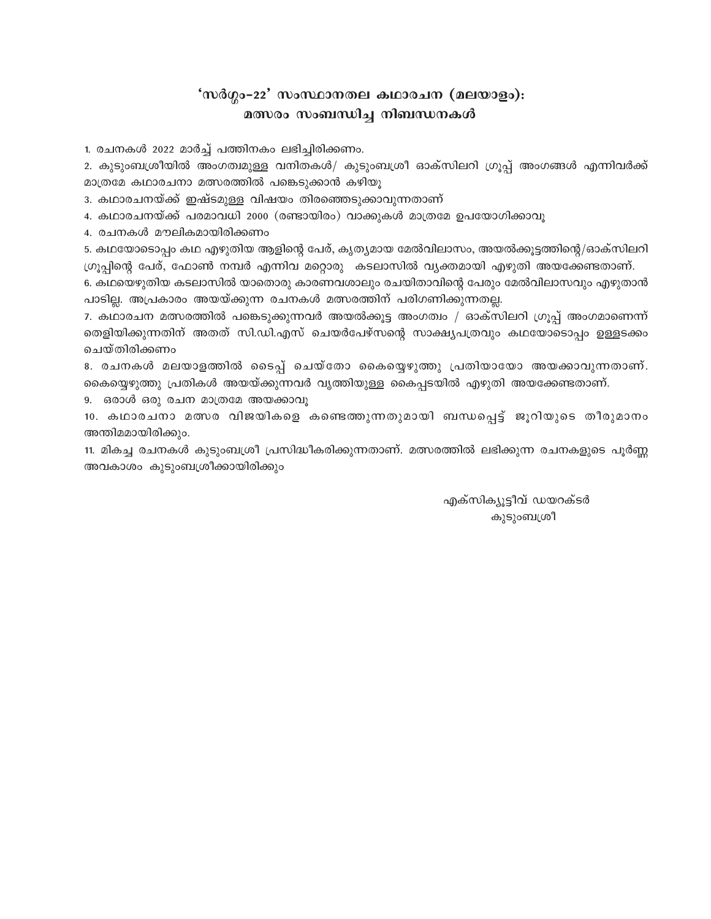# 'സർഗ്ഗം-22' സംസ്ഥാനതല കഥാരചന (മലയാളം): മത്സരം സംബന്ധിച്ച നിബന്ധനകൾ

1. രചനകൾ 2022 മാർച്ച് പത്തിനകം ലഭിച്ചിരിക്കണം.
2. കുടുംബശ്രീയിൽ അംഗത്വമുള്ള വനിതകൾ/ കുടുംബശ്രീ ഓക്സിലറി ഗ്രൂപ്പ് അംഗങ്ങൾ എന്നിവർക്ക് മാത്രമേ കഥാരചനാ മത്സരത്തിൽ പങ്കെടുക്കാൻ കഴിയൂ
3. കഥാരചനയ്ക്ക് ഇഷ്ടമുള്ള വിഷയം തിരഞ്ഞെടുക്കാവുന്നതാണ്
4. കഥാരചനയ്ക്ക് പരമാവധി 2000 (രണ്ടായിരം) വാക്കുകൾ മാത്രമേ ഉപയോഗിക്കാവൂ
4. രചനകൾ മൗലികമായിരിക്കണം
5. കഥയോടൊപ്പം കഥ എഴുതിയ ആളിന്റെ പേര്, കൃത്യമായ മേൽവിലാസം, അയൽക്കൂട്ടത്തിന്റെ/ഓക്സിലറി ഗ്രൂപ്പിന്റെ പേര്, ഫോൺ നമ്പർ എന്നിവ മറ്റൊരു കടലാസിൽ വ്യക്തമായി എഴുതി അയക്കേണ്ടതാണ്.
6. കഥയെഴുതിയ കടലാസിൽ യാതൊരു കാരണവശാലും രചയിതാവിന്റെ പേരും മേൽവിലാസവും എഴുതാൻ പാടില്ല. അപ്രകാരം അയയ്ക്കുന്ന രചനകൾ മത്സരത്തിന് പരിഗണിക്കുന്നതല്ല.
7. കഥാരചന മത്സരത്തിൽ പങ്കെടുക്കുന്നവർ അയൽക്കൂട്ട അംഗത്വം / ഓക്സിലറി ഗ്രൂപ്പ് അംഗമാണെന്ന് തെളിയിക്കുന്നതിന് അതത് സി.ഡി.എസ് ചെയർപേഴ്സന്റെ സാക്ഷ്യപത്രവും കഥയോടൊപ്പം ഉള്ളടക്കം ചെയ്തിരിക്കണം
8. രചനകൾ മലയാളത്തിൽ ടൈപ്പ് ചെയ്തോ കൈയ്യെഴുത്തു പ്രതിയായോ അയക്കാവുന്നതാണ്. കൈയ്യെഴുത്തു പ്രതികൾ അയയ്ക്കുന്നവർ വൃത്തിയുള്ള കൈപ്പടയിൽ എഴുതി അയക്കേണ്ടതാണ്.
9. ഒരാൾ ഒരു രചന മാത്രമേ അയക്കാവൂ
10. കഥാരചനാ മത്സര വിജയികളെ കണ്ടെത്തുന്നതുമായി ബന്ധപ്പെട്ട് ജൂറിയുടെ തീരുമാനം അന്തിമമായിരിക്കും.
11. മികച്ച രചനകൾ കുടുംബശ്രീ പ്രസിദ്ധീകരിക്കുന്നതാണ്. മത്സരത്തിൽ ലഭിക്കുന്ന രചനകളുടെ പൂർണ്ണ അവകാശം കുടുംബശ്രീക്കായിരിക്കും

എക്സിക്യൂട്ടീവ് ഡയറക്ടർ
കുടുംബശ്രീ